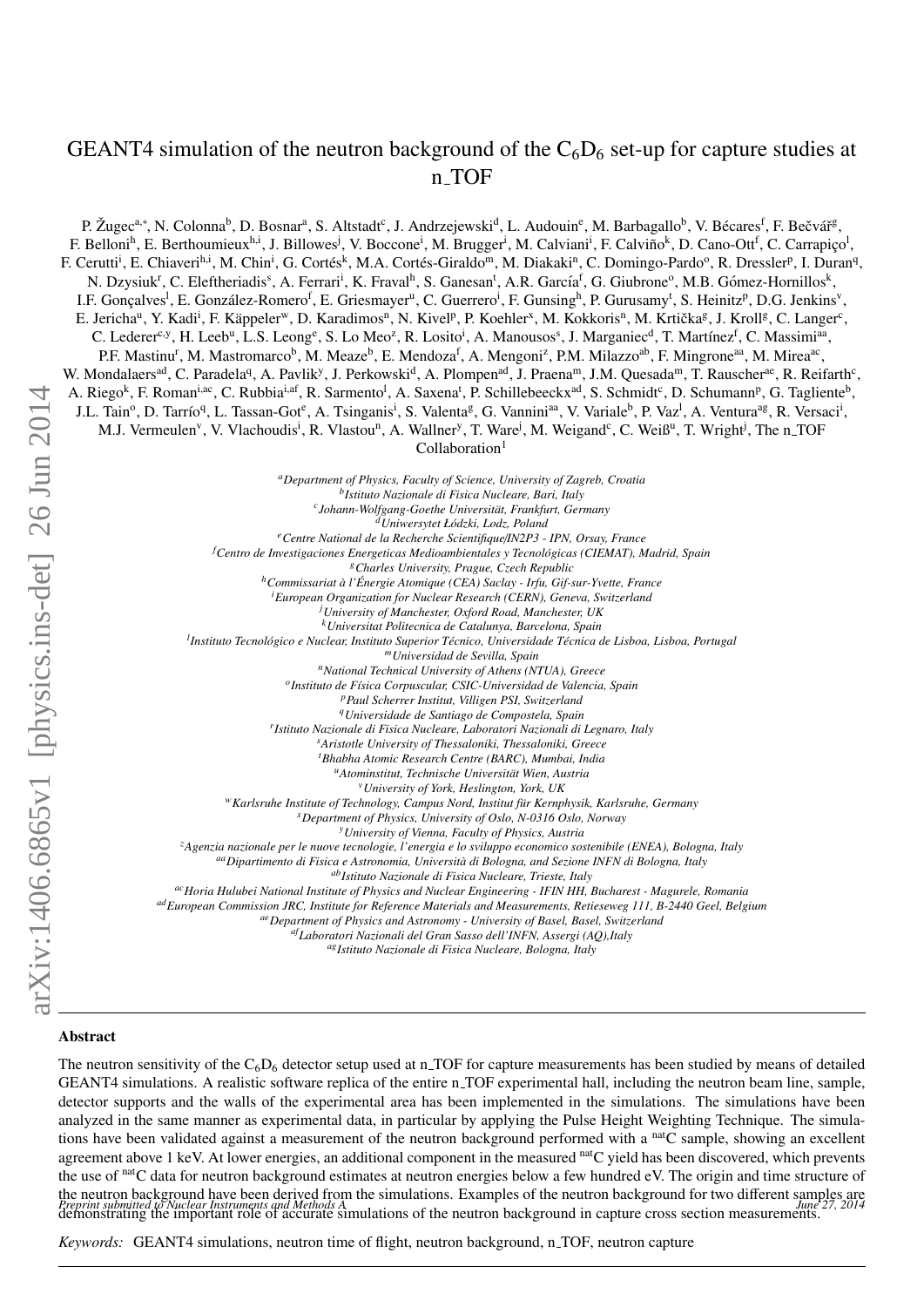# GEANT4 simulation of the neutron background of the $C_6D_6$ set-up for capture studies at n_TOF

P. Žugec[a,*], N. Colonna[b], D. Bosnar[a], S. Altstadt[c], J. Andrzejewski[d], L. Audouin[e], M. Barbagallo[b], V. Bécares[f], F. Bečvář[g], F. Belloni[h], E. Berthoumieux[h,i], J. Billowes[j], V. Boccone[i], M. Brugger[i], M. Calviani[i], F. Calviño[k], D. Cano-Ott[f], C. Carrapiço[l], F. Cerutti[i], E. Chiaveri[h,i], M. Chin[i], G. Cortés[k], M.A. Cortés-Giraldo[m], M. Diakaki[n], C. Domingo-Pardo[o], R. Dressler[p], I. Duran[q], N. Dzysiuk[r], C. Eleftheriadis[s], A. Ferrari[i], K. Fraval[h], S. Ganesan[t], A.R. García[f], G. Giubrone[o], M.B. Gómez-Hornillos[k], I.F. Gonçalves[l], E. González-Romero[f], E. Griesmayer[u], C. Guerrero[i], F. Gunsing[h], P. Gurusamy[t], S. Heinitz[p], D.G. Jenkins[v], E. Jericha[u], Y. Kadi[i], F. Käppeler[w], D. Karadimos[n], N. Kivel[p], P. Koehler[x], M. Kokkoris[n], M. Krtička[g], J. Kroll[g], C. Langer[c], C. Lederer[c,y], H. Leeb[u], L.S. Leong[e], S. Lo Meo[z], R. Losito[i], A. Manousos[s], J. Marganiec[d], T. Martínez[f], C. Massimi[aa], P.F. Mastinu[r], M. Mastromarco[b], M. Meaze[b], E. Mendoza[f], A. Mengoni[z], P.M. Milazzo[ab], F. Mingrone[aa], M. Mirea[ac], W. Mondalaers[ad], C. Paradela[q], A. Pavlik[y], J. Perkowski[d], A. Plompen[ad], J. Praena[m], J.M. Quesada[m], T. Rauscher[ae], R. Reifarth[c], A. Riego[k], F. Roman[i,ac], C. Rubbia[i,af], R. Sarmento[l], A. Saxena[t], P. Schillebeeckx[ad], S. Schmidt[c], D. Schumann[p], G. Tagliente[b], J.L. Tain[o], D. Tarrío[q], L. Tassan-Got[e], A. Tsinganis[i], S. Valenta[g], G. Vannini[aa], V. Variale[b], P. Vaz[l], A. Ventura[ag], R. Versaci[i], M.J. Vermeulen[v], V. Vlachoudis[i], R. Vlastou[n], A. Wallner[y], T. Ware[j], M. Weigand[c], C. Weiß[u], T. Wright[j], The n_TOF Collaboration[1]

[a] *Department of Physics, Faculty of Science, University of Zagreb, Croatia*
[b] *Istituto Nazionale di Fisica Nucleare, Bari, Italy*
[c] *Johann-Wolfgang-Goethe Universität, Frankfurt, Germany*
[d] *Uniwersytet Łódzki, Lodz, Poland*
[e] *Centre National de la Recherche Scientifique/IN2P3 - IPN, Orsay, France*
[f] *Centro de Investigaciones Energeticas Medioambientales y Tecnológicas (CIEMAT), Madrid, Spain*
[g] *Charles University, Prague, Czech Republic*
[h] *Commissariat à l'Énergie Atomique (CEA) Saclay - Irfu, Gif-sur-Yvette, France*
[i] *European Organization for Nuclear Research (CERN), Geneva, Switzerland*
[j] *University of Manchester, Oxford Road, Manchester, UK*
[k] *Universitat Politecnica de Catalunya, Barcelona, Spain*
[l] *Instituto Tecnológico e Nuclear, Instituto Superior Técnico, Universidade Técnica de Lisboa, Lisboa, Portugal*
[m] *Universidad de Sevilla, Spain*
[n] *National Technical University of Athens (NTUA), Greece*
[o] *Instituto de Física Corpuscular, CSIC-Universidad de Valencia, Spain*
[p] *Paul Scherrer Institut, Villigen PSI, Switzerland*
[q] *Universidade de Santiago de Compostela, Spain*
[r] *Istituto Nazionale di Fisica Nucleare, Laboratori Nazionali di Legnaro, Italy*
[s] *Aristotle University of Thessaloniki, Thessaloniki, Greece*
[t] *Bhabha Atomic Research Centre (BARC), Mumbai, India*
[u] *Atominstitut, Technische Universität Wien, Austria*
[v] *University of York, Heslington, York, UK*
[w] *Karlsruhe Institute of Technology, Campus Nord, Institut für Kernphysik, Karlsruhe, Germany*
[x] *Department of Physics, University of Oslo, N-0316 Oslo, Norway*
[y] *University of Vienna, Faculty of Physics, Austria*
[z] *Agenzia nazionale per le nuove tecnologie, l'energia e lo sviluppo economico sostenibile (ENEA), Bologna, Italy*
[aa] *Dipartimento di Fisica e Astronomia, Università di Bologna, and Sezione INFN di Bologna, Italy*
[ab] *Istituto Nazionale di Fisica Nucleare, Trieste, Italy*
[ac] *Horia Hulubei National Institute of Physics and Nuclear Engineering - IFIN HH, Bucharest - Magurele, Romania*
[ad] *European Commission JRC, Institute for Reference Materials and Measurements, Retieseweg 111, B-2440 Geel, Belgium*
[ae] *Department of Physics and Astronomy - University of Basel, Basel, Switzerland*
[af] *Laboratori Nazionali del Gran Sasso dell'INFN, Assergi (AQ),Italy*
[ag] *Istituto Nazionale di Fisica Nucleare, Bologna, Italy*

## Abstract

The neutron sensitivity of the $C_6D_6$ detector setup used at n_TOF for capture measurements has been studied by means of detailed GEANT4 simulations. A realistic software replica of the entire n_TOF experimental hall, including the neutron beam line, sample, detector supports and the walls of the experimental area has been implemented in the simulations. The simulations have been analyzed in the same manner as experimental data, in particular by applying the Pulse Height Weighting Technique. The simulations have been validated against a measurement of the neutron background performed with a $^{\mathrm{nat}}$C sample, showing an excellent agreement above 1 keV. At lower energies, an additional component in the measured $^{\mathrm{nat}}$C yield has been discovered, which prevents the use of $^{\mathrm{nat}}$C data for neutron background estimates at neutron energies below a few hundred eV. The origin and time structure of the neutron background have been derived from the simulations. Examples of the neutron background for two different samples are demonstrating the important role of accurate simulations of the neutron background in capture cross section measurements.

*Keywords:* GEANT4 simulations, neutron time of flight, neutron background, n_TOF, neutron capture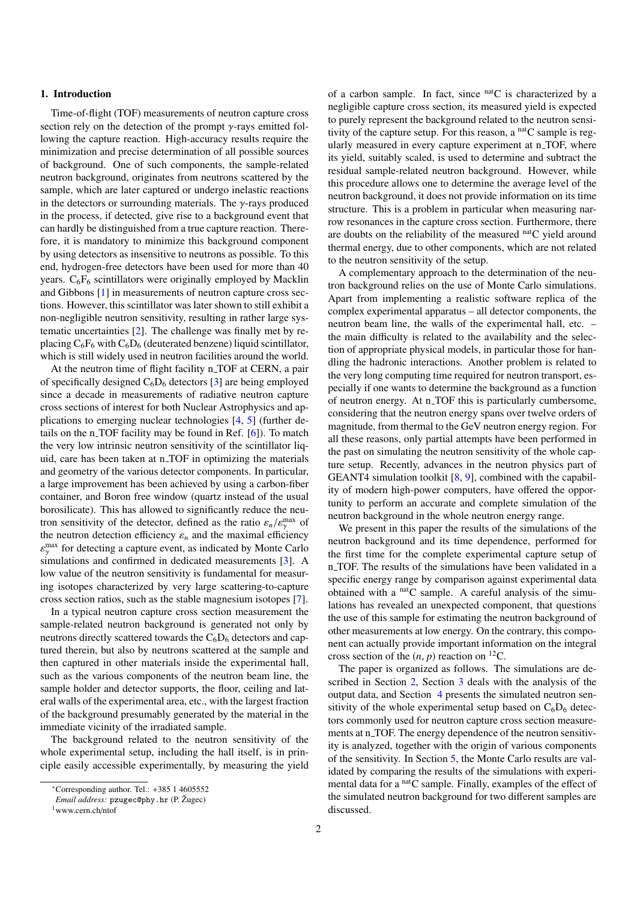## 1. Introduction

Time-of-flight (TOF) measurements of neutron capture cross section rely on the detection of the prompt $\gamma$-rays emitted following the capture reaction. High-accuracy results require the minimization and precise determination of all possible sources of background. One of such components, the sample-related neutron background, originates from neutrons scattered by the sample, which are later captured or undergo inelastic reactions in the detectors or surrounding materials. The $\gamma$-rays produced in the process, if detected, give rise to a background event that can hardly be distinguished from a true capture reaction. Therefore, it is mandatory to minimize this background component by using detectors as insensitive to neutrons as possible. To this end, hydrogen-free detectors have been used for more than 40 years. $C_6F_6$ scintillators were originally employed by Macklin and Gibbons [1] in measurements of neutron capture cross sections. However, this scintillator was later shown to still exhibit a non-negligible neutron sensitivity, resulting in rather large systematic uncertainties [2]. The challenge was finally met by replacing $C_6F_6$ with $C_6D_6$ (deuterated benzene) liquid scintillator, which is still widely used in neutron facilities around the world.

At the neutron time of flight facility n_TOF at CERN, a pair of specifically designed $C_6D_6$ detectors [3] are being employed since a decade in measurements of radiative neutron capture cross sections of interest for both Nuclear Astrophysics and applications to emerging nuclear technologies [4, 5] (further details on the n_TOF facility may be found in Ref. [6]). To match the very low intrinsic neutron sensitivity of the scintillator liquid, care has been taken at n_TOF in optimizing the materials and geometry of the various detector components. In particular, a large improvement has been achieved by using a carbon-fiber container, and Boron free window (quartz instead of the usual borosilicate). This has allowed to significantly reduce the neutron sensitivity of the detector, defined as the ratio $\varepsilon_n/\varepsilon_\gamma^{\max}$ of the neutron detection efficiency $\varepsilon_n$ and the maximal efficiency $\varepsilon_\gamma^{\max}$ for detecting a capture event, as indicated by Monte Carlo simulations and confirmed in dedicated measurements [3]. A low value of the neutron sensitivity is fundamental for measuring isotopes characterized by very large scattering-to-capture cross section ratios, such as the stable magnesium isotopes [7].

In a typical neutron capture cross section measurement the sample-related neutron background is generated not only by neutrons directly scattered towards the $C_6D_6$ detectors and captured therein, but also by neutrons scattered at the sample and then captured in other materials inside the experimental hall, such as the various components of the neutron beam line, the sample holder and detector supports, the floor, ceiling and lateral walls of the experimental area, etc., with the largest fraction of the background presumably generated by the material in the immediate vicinity of the irradiated sample.

The background related to the neutron sensitivity of the whole experimental setup, including the hall itself, is in principle easily accessible experimentally, by measuring the yield of a carbon sample. In fact, since $^{\mathrm{nat}}$C is characterized by a negligible capture cross section, its measured yield is expected to purely represent the background related to the neutron sensitivity of the capture setup. For this reason, a $^{\mathrm{nat}}$C sample is regularly measured in every capture experiment at n_TOF, where its yield, suitably scaled, is used to determine and subtract the residual sample-related neutron background. However, while this procedure allows one to determine the average level of the neutron background, it does not provide information on its time structure. This is a problem in particular when measuring narrow resonances in the capture cross section. Furthermore, there are doubts on the reliability of the measured $^{\mathrm{nat}}$C yield around thermal energy, due to other components, which are not related to the neutron sensitivity of the setup.

A complementary approach to the determination of the neutron background relies on the use of Monte Carlo simulations. Apart from implementing a realistic software replica of the complex experimental apparatus – all detector components, the neutron beam line, the walls of the experimental hall, etc. – the main difficulty is related to the availability and the selection of appropriate physical models, in particular those for handling the hadronic interactions. Another problem is related to the very long computing time required for neutron transport, especially if one wants to determine the background as a function of neutron energy. At n_TOF this is particularly cumbersome, considering that the neutron energy spans over twelve orders of magnitude, from thermal to the GeV neutron energy region. For all these reasons, only partial attempts have been performed in the past on simulating the neutron sensitivity of the whole capture setup. Recently, advances in the neutron physics part of GEANT4 simulation toolkit [8, 9], combined with the capability of modern high-power computers, have offered the opportunity to perform an accurate and complete simulation of the neutron background in the whole neutron energy range.

We present in this paper the results of the simulations of the neutron background and its time dependence, performed for the first time for the complete experimental capture setup of n_TOF. The results of the simulations have been validated in a specific energy range by comparison against experimental data obtained with a $^{\mathrm{nat}}$C sample. A careful analysis of the simulations has revealed an unexpected component, that questions the use of this sample for estimating the neutron background of other measurements at low energy. On the contrary, this component can actually provide important information on the integral cross section of the $(n, p)$ reaction on $^{12}$C.

The paper is organized as follows. The simulations are described in Section 2, Section 3 deals with the analysis of the output data, and Section 4 presents the simulated neutron sensitivity of the whole experimental setup based on $C_6D_6$ detectors commonly used for neutron capture cross section measurements at n_TOF. The energy dependence of the neutron sensitivity is analyzed, together with the origin of various components of the sensitivity. In Section 5, the Monte Carlo results are validated by comparing the results of the simulations with experimental data for a $^{\mathrm{nat}}$C sample. Finally, examples of the effect of the simulated neutron background for two different samples are discussed.

---

*Corresponding author. Tel.: +385 1 4605552
*Email address:* pzugec@phy.hr (P. Žugec)
[1] www.cern.ch/ntof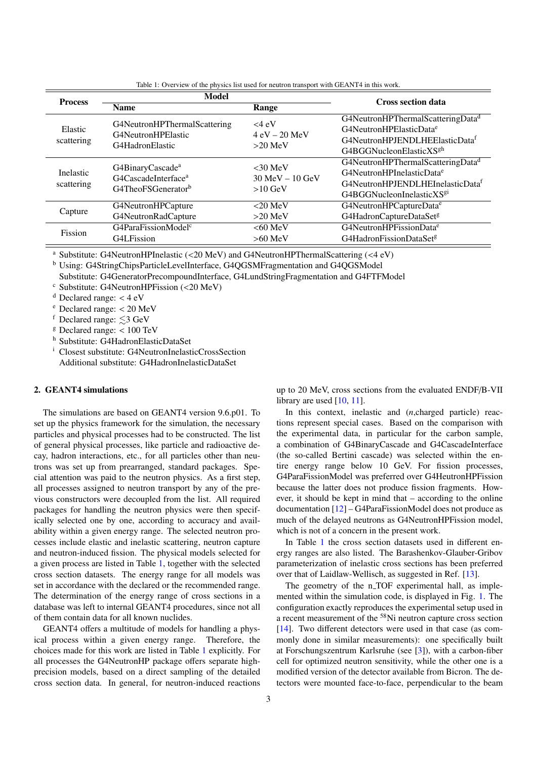Table 1: Overview of the physics list used for neutron transport with GEANT4 in this work.

| Process | Model | | Cross section data |
|---|---|---|---|
| | Name | Range | |
| Elastic scattering | G4NeutronHPThermalScattering<br>G4NeutronHPElastic<br>G4HadronElastic | <4 eV<br>4 eV – 20 MeV<br>>20 MeV | G4NeutronHPThermalScatteringData[d]<br>G4NeutronHPElasticData[e]<br>G4NeutronHPJENDLHEElasticData[f]<br>G4BGGNucleonElasticXS[gh] |
| Inelastic scattering | G4BinaryCascade[a]<br>G4CascadeInterface[a]<br>G4TheoFSGenerator[b] | <30 MeV<br>30 MeV – 10 GeV<br>>10 GeV | G4NeutronHPThermalScatteringData[d]<br>G4NeutronHPInelasticData[e]<br>G4NeutronHPJENDLHEInelasticData[f]<br>G4BGGNucleonInelasticXS[gi] |
| Capture | G4NeutronHPCapture<br>G4NeutronRadCapture | <20 MeV<br>>20 MeV | G4NeutronHPCaptureData[e]<br>G4HadronCaptureDataSet[g] |
| Fission | G4ParaFissionModel[c]<br>G4LFission | <60 MeV<br>>60 MeV | G4NeutronHPFissionData[e]<br>G4HadronFissionDataSet[g] |

[a] Substitute: G4NeutronHPInelastic (<20 MeV) and G4NeutronHPThermalScattering (<4 eV)
[b] Using: G4StringChipsParticleLevelInterface, G4QGSMFragmentation and G4QGSModel
Substitute: G4GeneratorPrecompoundInterface, G4LundStringFragmentation and G4FTFModel
[c] Substitute: G4NeutronHPFission (<20 MeV)
[d] Declared range: < 4 eV
[e] Declared range: < 20 MeV
[f] Declared range: $\lesssim$3 GeV
[g] Declared range: < 100 TeV
[h] Substitute: G4HadronElasticDataSet
[i] Closest substitute: G4NeutronInelasticCrossSection
Additional substitute: G4HadronInelasticDataSet

## 2. GEANT4 simulations

The simulations are based on GEANT4 version 9.6.p01. To set up the physics framework for the simulation, the necessary particles and physical processes had to be constructed. The list of general physical processes, like particle and radioactive decay, hadron interactions, etc., for all particles other than neutrons was set up from prearranged, standard packages. Special attention was paid to the neutron physics. As a first step, all processes assigned to neutron transport by any of the previous constructors were decoupled from the list. All required packages for handling the neutron physics were then specifically selected one by one, according to accuracy and availability within a given energy range. The selected neutron processes include elastic and inelastic scattering, neutron capture and neutron-induced fission. The physical models selected for a given process are listed in Table 1, together with the selected cross section datasets. The energy range for all models was set in accordance with the declared or the recommended range. The determination of the energy range of cross sections in a database was left to internal GEANT4 procedures, since not all of them contain data for all known nuclides.

GEANT4 offers a multitude of models for handling a physical process within a given energy range. Therefore, the choices made for this work are listed in Table 1 explicitly. For all processes the G4NeutronHP package offers separate high-precision models, based on a direct sampling of the detailed cross section data. In general, for neutron-induced reactions up to 20 MeV, cross sections from the evaluated ENDF/B-VII library are used [10, 11].

In this context, inelastic and ($n$,charged particle) reactions represent special cases. Based on the comparison with the experimental data, in particular for the carbon sample, a combination of G4BinaryCascade and G4CascadeInterface (the so-called Bertini cascade) was selected within the entire energy range below 10 GeV. For fission processes, G4ParaFissionModel was preferred over G4HeutronHPFission because the latter does not produce fission fragments. However, it should be kept in mind that – according to the online documentation [12] – G4ParaFissionModel does not produce as much of the delayed neutrons as G4NeutronHPFission model, which is not of a concern in the present work.

In Table 1 the cross section datasets used in different energy ranges are also listed. The Barashenkov-Glauber-Gribov parameterization of inelastic cross sections has been preferred over that of Laidlaw-Wellisch, as suggested in Ref. [13].

The geometry of the n_TOF experimental hall, as implemented within the simulation code, is displayed in Fig. 1. The configuration exactly reproduces the experimental setup used in a recent measurement of the $^{58}$Ni neutron capture cross section [14]. Two different detectors were used in that case (as commonly done in similar measurements): one specifically built at Forschungszentrum Karlsruhe (see [3]), with a carbon-fiber cell for optimized neutron sensitivity, while the other one is a modified version of the detector available from Bicron. The detectors were mounted face-to-face, perpendicular to the beam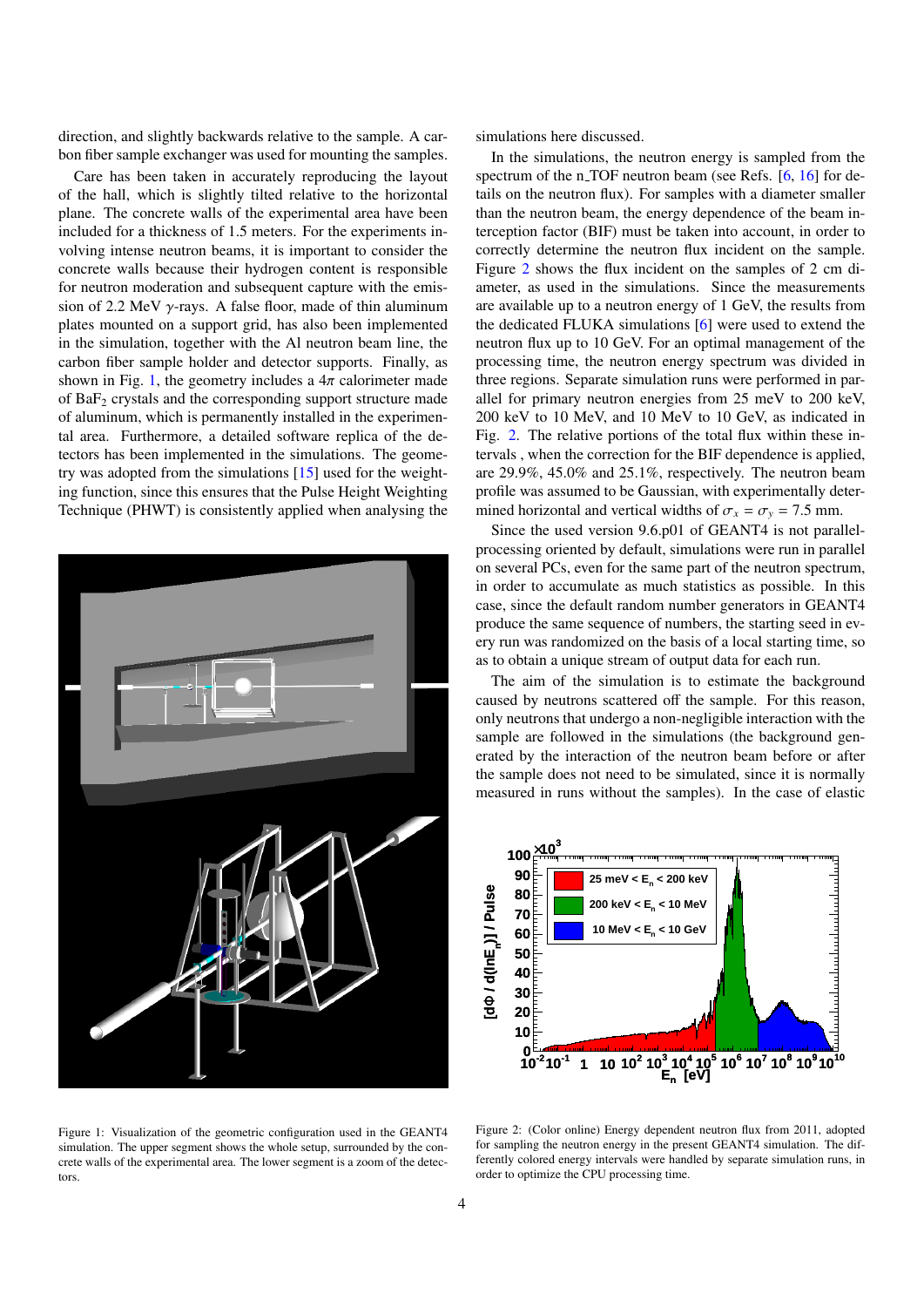direction, and slightly backwards relative to the sample. A carbon fiber sample exchanger was used for mounting the samples.

Care has been taken in accurately reproducing the layout of the hall, which is slightly tilted relative to the horizontal plane. The concrete walls of the experimental area have been included for a thickness of 1.5 meters. For the experiments involving intense neutron beams, it is important to consider the concrete walls because their hydrogen content is responsible for neutron moderation and subsequent capture with the emission of 2.2 MeV $\gamma$-rays. A false floor, made of thin aluminum plates mounted on a support grid, has also been implemented in the simulation, together with the Al neutron beam line, the carbon fiber sample holder and detector supports. Finally, as shown in Fig. 1, the geometry includes a $4\pi$ calorimeter made of $BaF_2$ crystals and the corresponding support structure made of aluminum, which is permanently installed in the experimental area. Furthermore, a detailed software replica of the detectors has been implemented in the simulations. The geometry was adopted from the simulations [15] used for the weighting function, since this ensures that the Pulse Height Weighting Technique (PHWT) is consistently applied when analysing the simulations here discussed.

Figure 1: Visualization of the geometric configuration used in the GEANT4 simulation. The upper segment shows the whole setup, surrounded by the concrete walls of the experimental area. The lower segment is a zoom of the detectors.

In the simulations, the neutron energy is sampled from the spectrum of the n_TOF neutron beam (see Refs. [6, 16] for details on the neutron flux). For samples with a diameter smaller than the neutron beam, the energy dependence of the beam interception factor (BIF) must be taken into account, in order to correctly determine the neutron flux incident on the sample. Figure 2 shows the flux incident on the samples of 2 cm diameter, as used in the simulations. Since the measurements are available up to a neutron energy of 1 GeV, the results from the dedicated FLUKA simulations [6] were used to extend the neutron flux up to 10 GeV. For an optimal management of the processing time, the neutron energy spectrum was divided in three regions. Separate simulation runs were performed in parallel for primary neutron energies from 25 meV to 200 keV, 200 keV to 10 MeV, and 10 MeV to 10 GeV, as indicated in Fig. 2. The relative portions of the total flux within these intervals , when the correction for the BIF dependence is applied, are 29.9%, 45.0% and 25.1%, respectively. The neutron beam profile was assumed to be Gaussian, with experimentally determined horizontal and vertical widths of $\sigma_x = \sigma_y = 7.5$ mm.

Since the used version 9.6.p01 of GEANT4 is not parallel-processing oriented by default, simulations were run in parallel on several PCs, even for the same part of the neutron spectrum, in order to accumulate as much statistics as possible. In this case, since the default random number generators in GEANT4 produce the same sequence of numbers, the starting seed in every run was randomized on the basis of a local starting time, so as to obtain a unique stream of output data for each run.

The aim of the simulation is to estimate the background caused by neutrons scattered off the sample. For this reason, only neutrons that undergo a non-negligible interaction with the sample are followed in the simulations (the background generated by the interaction of the neutron beam before or after the sample does not need to be simulated, since it is normally measured in runs without the samples). In the case of elastic

Figure 2: (Color online) Energy dependent neutron flux from 2011, adopted for sampling the neutron energy in the present GEANT4 simulation. The differently colored energy intervals were handled by separate simulation runs, in order to optimize the CPU processing time.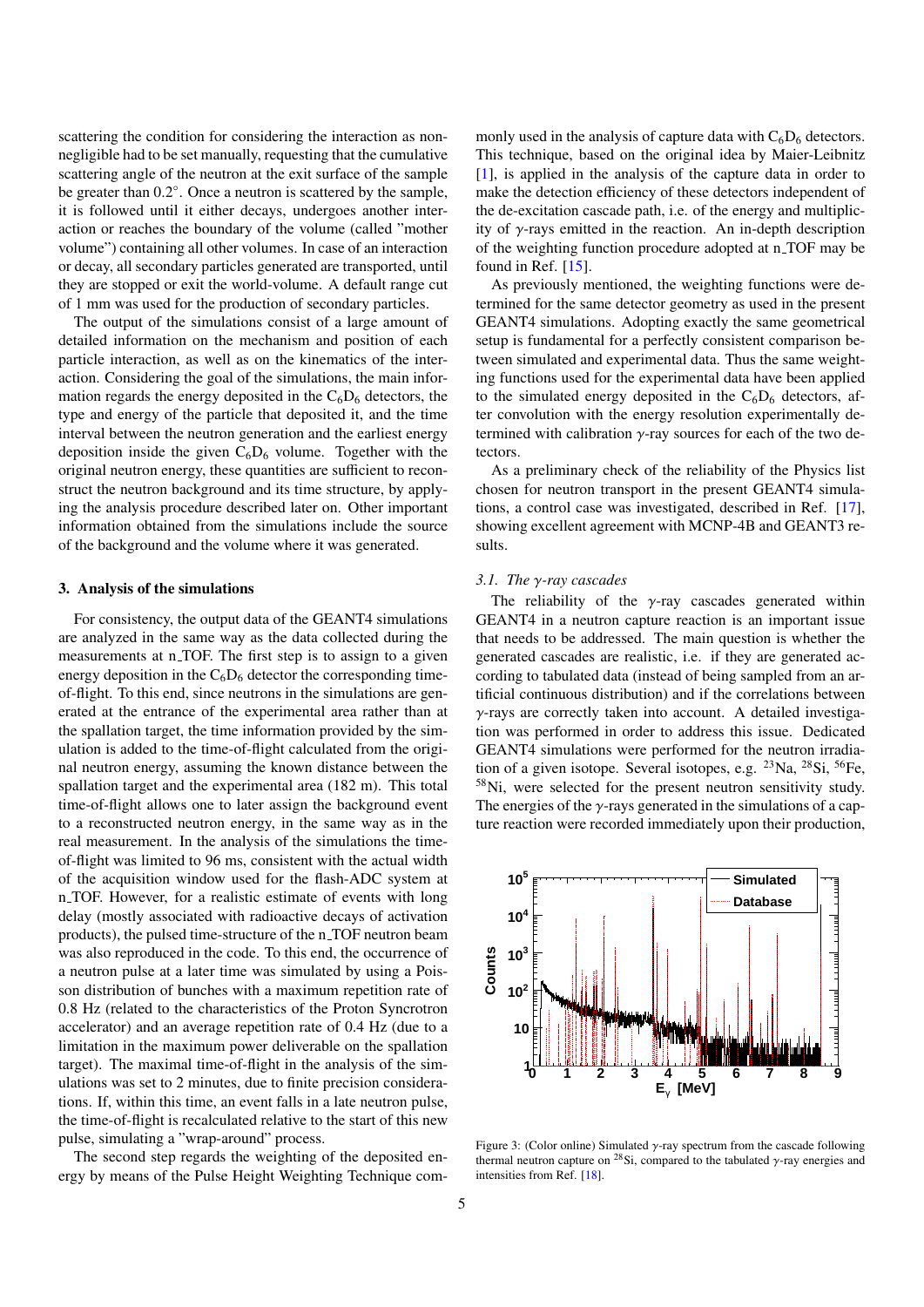scattering the condition for considering the interaction as non-negligible had to be set manually, requesting that the cumulative scattering angle of the neutron at the exit surface of the sample be greater than 0.2°. Once a neutron is scattered by the sample, it is followed until it either decays, undergoes another interaction or reaches the boundary of the volume (called "mother volume") containing all other volumes. In case of an interaction or decay, all secondary particles generated are transported, until they are stopped or exit the world-volume. A default range cut of 1 mm was used for the production of secondary particles.

The output of the simulations consist of a large amount of detailed information on the mechanism and position of each particle interaction, as well as on the kinematics of the interaction. Considering the goal of the simulations, the main information regards the energy deposited in the $C_6D_6$ detectors, the type and energy of the particle that deposited it, and the time interval between the neutron generation and the earliest energy deposition inside the given $C_6D_6$ volume. Together with the original neutron energy, these quantities are sufficient to reconstruct the neutron background and its time structure, by applying the analysis procedure described later on. Other important information obtained from the simulations include the source of the background and the volume where it was generated.

## 3. Analysis of the simulations

For consistency, the output data of the GEANT4 simulations are analyzed in the same way as the data collected during the measurements at n_TOF. The first step is to assign to a given energy deposition in the $C_6D_6$ detector the corresponding time-of-flight. To this end, since neutrons in the simulations are generated at the entrance of the experimental area rather than at the spallation target, the time information provided by the simulation is added to the time-of-flight calculated from the original neutron energy, assuming the known distance between the spallation target and the experimental area (182 m). This total time-of-flight allows one to later assign the background event to a reconstructed neutron energy, in the same way as in the real measurement. In the analysis of the simulations the time-of-flight was limited to 96 ms, consistent with the actual width of the acquisition window used for the flash-ADC system at n_TOF. However, for a realistic estimate of events with long delay (mostly associated with radioactive decays of activation products), the pulsed time-structure of the n_TOF neutron beam was also reproduced in the code. To this end, the occurrence of a neutron pulse at a later time was simulated by using a Poisson distribution of bunches with a maximum repetition rate of 0.8 Hz (related to the characteristics of the Proton Syncrotron accelerator) and an average repetition rate of 0.4 Hz (due to a limitation in the maximum power deliverable on the spallation target). The maximal time-of-flight in the analysis of the simulations was set to 2 minutes, due to finite precision considerations. If, within this time, an event falls in a late neutron pulse, the time-of-flight is recalculated relative to the start of this new pulse, simulating a "wrap-around" process.

The second step regards the weighting of the deposited energy by means of the Pulse Height Weighting Technique commonly used in the analysis of capture data with $C_6D_6$ detectors. This technique, based on the original idea by Maier-Leibnitz [1], is applied in the analysis of the capture data in order to make the detection efficiency of these detectors independent of the de-excitation cascade path, i.e. of the energy and multiplicity of $\gamma$-rays emitted in the reaction. An in-depth description of the weighting function procedure adopted at n_TOF may be found in Ref. [15].

As previously mentioned, the weighting functions were determined for the same detector geometry as used in the present GEANT4 simulations. Adopting exactly the same geometrical setup is fundamental for a perfectly consistent comparison between simulated and experimental data. Thus the same weighting functions used for the experimental data have been applied to the simulated energy deposited in the $C_6D_6$ detectors, after convolution with the energy resolution experimentally determined with calibration $\gamma$-ray sources for each of the two detectors.

As a preliminary check of the reliability of the Physics list chosen for neutron transport in the present GEANT4 simulations, a control case was investigated, described in Ref. [17], showing excellent agreement with MCNP-4B and GEANT3 results.

### 3.1. The $\gamma$-ray cascades

The reliability of the $\gamma$-ray cascades generated within GEANT4 in a neutron capture reaction is an important issue that needs to be addressed. The main question is whether the generated cascades are realistic, i.e. if they are generated according to tabulated data (instead of being sampled from an artificial continuous distribution) and if the correlations between $\gamma$-rays are correctly taken into account. A detailed investigation was performed in order to address this issue. Dedicated GEANT4 simulations were performed for the neutron irradiation of a given isotope. Several isotopes, e.g. $^{23}$Na, $^{28}$Si, $^{56}$Fe, $^{58}$Ni, were selected for the present neutron sensitivity study. The energies of the $\gamma$-rays generated in the simulations of a capture reaction were recorded immediately upon their production,

Figure 3: (Color online) Simulated $\gamma$-ray spectrum from the cascade following thermal neutron capture on $^{28}$Si, compared to the tabulated $\gamma$-ray energies and intensities from Ref. [18].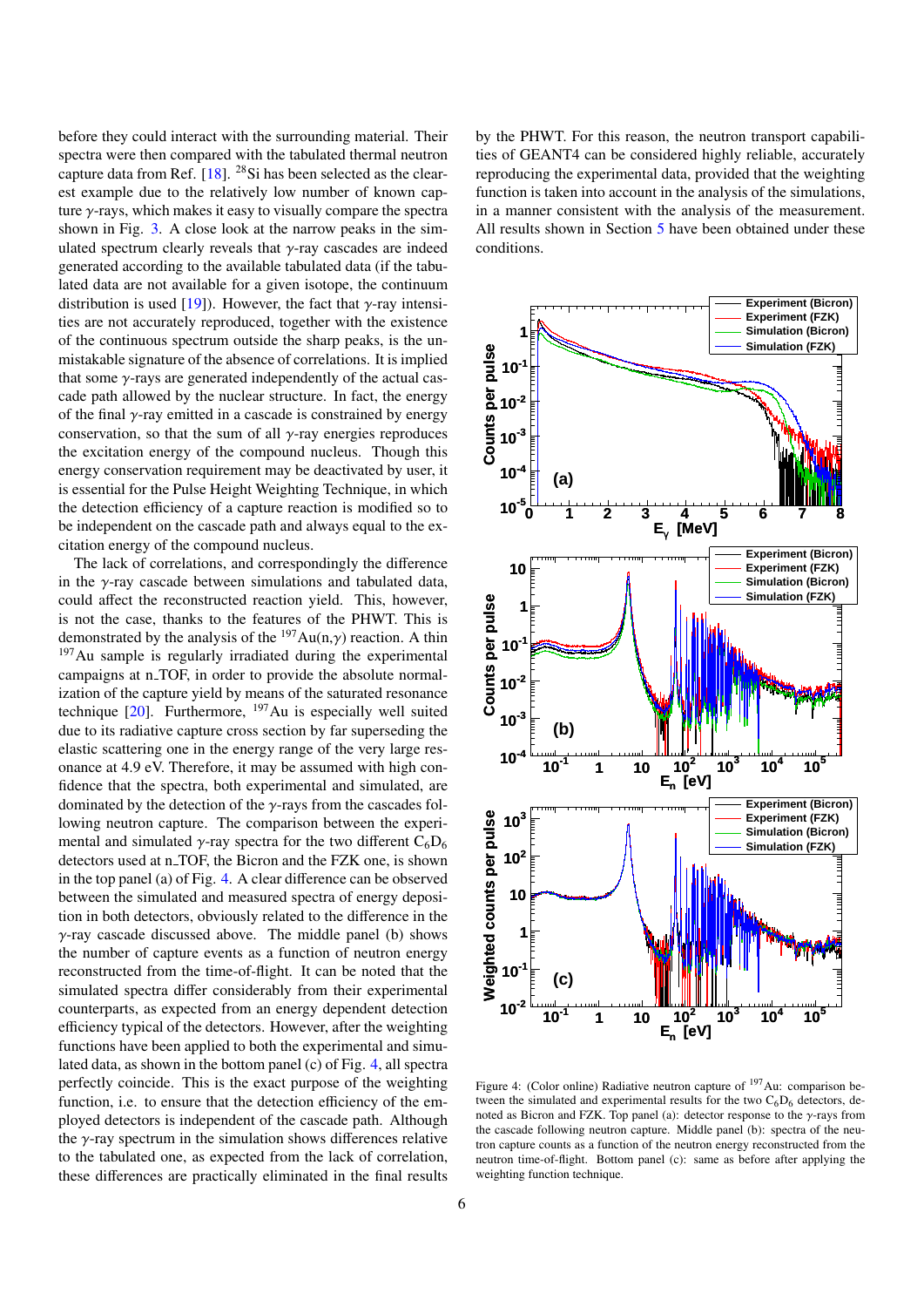before they could interact with the surrounding material. Their spectra were then compared with the tabulated thermal neutron capture data from Ref. [18]. $^{28}$Si has been selected as the clearest example due to the relatively low number of known capture $\gamma$-rays, which makes it easy to visually compare the spectra shown in Fig. 3. A close look at the narrow peaks in the simulated spectrum clearly reveals that $\gamma$-ray cascades are indeed generated according to the available tabulated data (if the tabulated data are not available for a given isotope, the continuum distribution is used [19]). However, the fact that $\gamma$-ray intensities are not accurately reproduced, together with the existence of the continuous spectrum outside the sharp peaks, is the unmistakable signature of the absence of correlations. It is implied that some $\gamma$-rays are generated independently of the actual cascade path allowed by the nuclear structure. In fact, the energy of the final $\gamma$-ray emitted in a cascade is constrained by energy conservation, so that the sum of all $\gamma$-ray energies reproduces the excitation energy of the compound nucleus. Though this energy conservation requirement may be deactivated by user, it is essential for the Pulse Height Weighting Technique, in which the detection efficiency of a capture reaction is modified so to be independent on the cascade path and always equal to the excitation energy of the compound nucleus.

The lack of correlations, and correspondingly the difference in the $\gamma$-ray cascade between simulations and tabulated data, could affect the reconstructed reaction yield. This, however, is not the case, thanks to the features of the PHWT. This is demonstrated by the analysis of the $^{197}$Au(n,$\gamma$) reaction. A thin $^{197}$Au sample is regularly irradiated during the experimental campaigns at n_TOF, in order to provide the absolute normalization of the capture yield by means of the saturated resonance technique [20]. Furthermore, $^{197}$Au is especially well suited due to its radiative capture cross section by far superseding the elastic scattering one in the energy range of the very large resonance at 4.9 eV. Therefore, it may be assumed with high confidence that the spectra, both experimental and simulated, are dominated by the detection of the $\gamma$-rays from the cascades following neutron capture. The comparison between the experimental and simulated $\gamma$-ray spectra for the two different $C_6D_6$ detectors used at n_TOF, the Bicron and the FZK one, is shown in the top panel (a) of Fig. 4. A clear difference can be observed between the simulated and measured spectra of energy deposition in both detectors, obviously related to the difference in the $\gamma$-ray cascade discussed above. The middle panel (b) shows the number of capture events as a function of neutron energy reconstructed from the time-of-flight. It can be noted that the simulated spectra differ considerably from their experimental counterparts, as expected from an energy dependent detection efficiency typical of the detectors. However, after the weighting functions have been applied to both the experimental and simulated data, as shown in the bottom panel (c) of Fig. 4, all spectra perfectly coincide. This is the exact purpose of the weighting function, i.e. to ensure that the detection efficiency of the employed detectors is independent of the cascade path. Although the $\gamma$-ray spectrum in the simulation shows differences relative to the tabulated one, as expected from the lack of correlation, these differences are practically eliminated in the final results by the PHWT. For this reason, the neutron transport capabilities of GEANT4 can be considered highly reliable, accurately reproducing the experimental data, provided that the weighting function is taken into account in the analysis of the simulations, in a manner consistent with the analysis of the measurement. All results shown in Section 5 have been obtained under these conditions.

Figure 4: (Color online) Radiative neutron capture of $^{197}$Au: comparison between the simulated and experimental results for the two $C_6D_6$ detectors, denoted as Bicron and FZK. Top panel (a): detector response to the $\gamma$-rays from the cascade following neutron capture. Middle panel (b): spectra of the neutron capture counts as a function of the neutron energy reconstructed from the neutron time-of-flight. Bottom panel (c): same as before after applying the weighting function technique.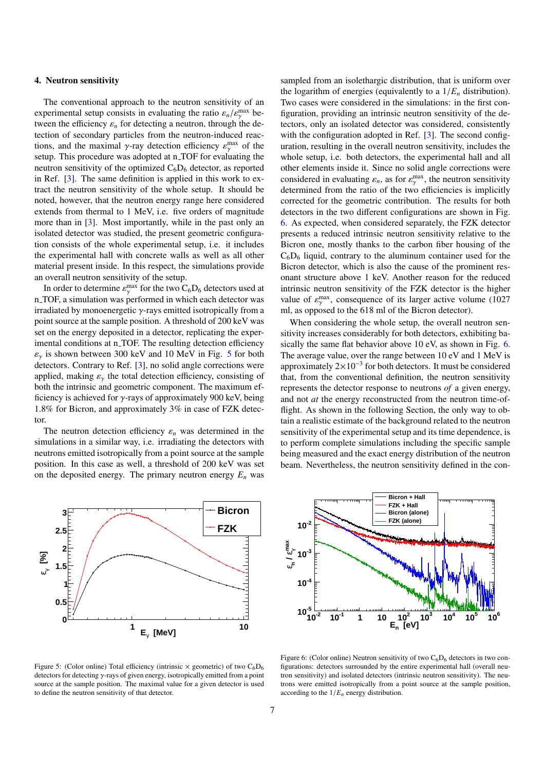## 4. Neutron sensitivity

The conventional approach to the neutron sensitivity of an experimental setup consists in evaluating the ratio $\varepsilon_n/\varepsilon_\gamma^{\max}$ between the efficiency $\varepsilon_n$ for detecting a neutron, through the detection of secondary particles from the neutron-induced reactions, and the maximal $\gamma$-ray detection efficiency $\varepsilon_\gamma^{\max}$ of the setup. This procedure was adopted at n_TOF for evaluating the neutron sensitivity of the optimized $C_6D_6$ detector, as reported in Ref. [3]. The same definition is applied in this work to extract the neutron sensitivity of the whole setup. It should be noted, however, that the neutron energy range here considered extends from thermal to 1 MeV, i.e. five orders of magnitude more than in [3]. Most importantly, while in the past only an isolated detector was studied, the present geometric configuration consists of the whole experimental setup, i.e. it includes the experimental hall with concrete walls as well as all other material present inside. In this respect, the simulations provide an overall neutron sensitivity of the setup.

In order to determine $\varepsilon_\gamma^{\max}$ for the two $C_6D_6$ detectors used at n_TOF, a simulation was performed in which each detector was irradiated by monoenergetic $\gamma$-rays emitted isotropically from a point source at the sample position. A threshold of 200 keV was set on the energy deposited in a detector, replicating the experimental conditions at n_TOF. The resulting detection efficiency $\varepsilon_\gamma$ is shown between 300 keV and 10 MeV in Fig. 5 for both detectors. Contrary to Ref. [3], no solid angle corrections were applied, making $\varepsilon_\gamma$ the total detection efficiency, consisting of both the intrinsic and geometric component. The maximum efficiency is achieved for $\gamma$-rays of approximately 900 keV, being 1.8% for Bicron, and approximately 3% in case of FZK detector.

The neutron detection efficiency $\varepsilon_n$ was determined in the simulations in a similar way, i.e. irradiating the detectors with neutrons emitted isotropically from a point source at the sample position. In this case as well, a threshold of 200 keV was set on the deposited energy. The primary neutron energy $E_n$ was sampled from an isolethargic distribution, that is uniform over the logarithm of energies (equivalently to a $1/E_n$ distribution). Two cases were considered in the simulations: in the first configuration, providing an intrinsic neutron sensitivity of the detectors, only an isolated detector was considered, consistently with the configuration adopted in Ref. [3]. The second configuration, resulting in the overall neutron sensitivity, includes the whole setup, i.e. both detectors, the experimental hall and all other elements inside it. Since no solid angle corrections were considered in evaluating $\varepsilon_n$, as for $\varepsilon_\gamma^{\max}$, the neutron sensitivity determined from the ratio of the two efficiencies is implicitly corrected for the geometric contribution. The results for both detectors in the two different configurations are shown in Fig. 6. As expected, when considered separately, the FZK detector presents a reduced intrinsic neutron sensitivity relative to the Bicron one, mostly thanks to the carbon fiber housing of the $C_6D_6$ liquid, contrary to the aluminum container used for the Bicron detector, which is also the cause of the prominent resonant structure above 1 keV. Another reason for the reduced intrinsic neutron sensitivity of the FZK detector is the higher value of $\varepsilon_\gamma^{\max}$, consequence of its larger active volume (1027 ml, as opposed to the 618 ml of the Bicron detector).

When considering the whole setup, the overall neutron sensitivity increases considerably for both detectors, exhibiting basically the same flat behavior above 10 eV, as shown in Fig. 6. The average value, over the range between 10 eV and 1 MeV is approximately $2\times10^{-3}$ for both detectors. It must be considered that, from the conventional definition, the neutron sensitivity represents the detector response to neutrons *of* a given energy, and not *at* the energy reconstructed from the neutron time-of-flight. As shown in the following Section, the only way to obtain a realistic estimate of the background related to the neutron sensitivity of the experimental setup and its time dependence, is to perform complete simulations including the specific sample being measured and the exact energy distribution of the neutron beam. Nevertheless, the neutron sensitivity defined in the con-

Figure 5: (Color online) Total efficiency (intrinsic × geometric) of two $C_6D_6$ detectors for detecting $\gamma$-rays of given energy, isotropically emitted from a point source at the sample position. The maximal value for a given detector is used to define the neutron sensitivity of that detector.

Figure 6: (Color online) Neutron sensitivity of two $C_6D_6$ detectors in two configurations: detectors surrounded by the entire experimental hall (overall neutron sensitivity) and isolated detectors (intrinsic neutron sensitivity). The neutrons were emitted isotropically from a point source at the sample position, according to the $1/E_n$ energy distribution.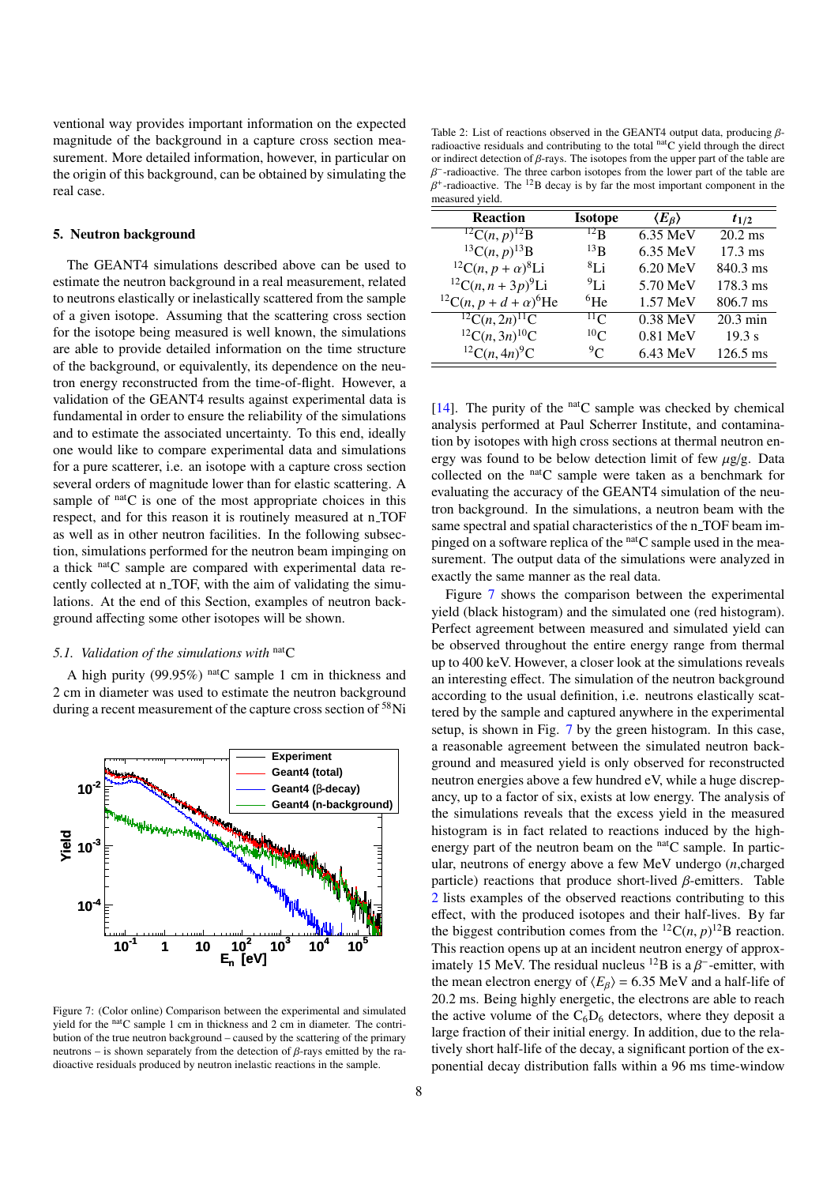ventional way provides important information on the expected magnitude of the background in a capture cross section measurement. More detailed information, however, in particular on the origin of this background, can be obtained by simulating the real case.

## 5. Neutron background

The GEANT4 simulations described above can be used to estimate the neutron background in a real measurement, related to neutrons elastically or inelastically scattered from the sample of a given isotope. Assuming that the scattering cross section for the isotope being measured is well known, the simulations are able to provide detailed information on the time structure of the background, or equivalently, its dependence on the neutron energy reconstructed from the time-of-flight. However, a validation of the GEANT4 results against experimental data is fundamental in order to ensure the reliability of the simulations and to estimate the associated uncertainty. To this end, ideally one would like to compare experimental data and simulations for a pure scatterer, i.e. an isotope with a capture cross section several orders of magnitude lower than for elastic scattering. A sample of $^{nat}$C is one of the most appropriate choices in this respect, and for this reason it is routinely measured at n_TOF as well as in other neutron facilities. In the following subsection, simulations performed for the neutron beam impinging on a thick $^{nat}$C sample are compared with experimental data recently collected at n_TOF, with the aim of validating the simulations. At the end of this Section, examples of neutron background affecting some other isotopes will be shown.

### 5.1. Validation of the simulations with $^{nat}$C

A high purity (99.95%) $^{nat}$C sample 1 cm in thickness and 2 cm in diameter was used to estimate the neutron background during a recent measurement of the capture cross section of $^{58}$Ni [14]. The purity of the $^{nat}$C sample was checked by chemical analysis performed at Paul Scherrer Institute, and contamination by isotopes with high cross sections at thermal neutron energy was found to be below detection limit of few $\mu$g/g. Data collected on the $^{nat}$C sample were taken as a benchmark for evaluating the accuracy of the GEANT4 simulation of the neutron background. In the simulations, a neutron beam with the same spectral and spatial characteristics of the n_TOF beam impinged on a software replica of the $^{nat}$C sample used in the measurement. The output data of the simulations were analyzed in exactly the same manner as the real data.

Figure 7: (Color online) Comparison between the experimental and simulated yield for the $^{nat}$C sample 1 cm in thickness and 2 cm in diameter. The contribution of the true neutron background – caused by the scattering of the primary neutrons – is shown separately from the detection of $\beta$-rays emitted by the radioactive residuals produced by neutron inelastic reactions in the sample.

Figure 7 shows the comparison between the experimental yield (black histogram) and the simulated one (red histogram). Perfect agreement between measured and simulated yield can be observed throughout the entire energy range from thermal up to 400 keV. However, a closer look at the simulations reveals an interesting effect. The simulation of the neutron background according to the usual definition, i.e. neutrons elastically scattered by the sample and captured anywhere in the experimental setup, is shown in Fig. 7 by the green histogram. In this case, a reasonable agreement between the simulated neutron background and measured yield is only observed for reconstructed neutron energies above a few hundred eV, while a huge discrepancy, up to a factor of six, exists at low energy. The analysis of the simulations reveals that the excess yield in the measured histogram is in fact related to reactions induced by the high-energy part of the neutron beam on the $^{nat}$C sample. In particular, neutrons of energy above a few MeV undergo ($n$,charged particle) reactions that produce short-lived $\beta$-emitters. Table 2 lists examples of the observed reactions contributing to this effect, with the produced isotopes and their half-lives. By far the biggest contribution comes from the $^{12}$C$(n,p)^{12}$B reaction. This reaction opens up at an incident neutron energy of approximately 15 MeV. The residual nucleus $^{12}$B is a $\beta^-$-emitter, with the mean electron energy of $\langle E_\beta \rangle = 6.35$ MeV and a half-life of 20.2 ms. Being highly energetic, the electrons are able to reach the active volume of the $C_6D_6$ detectors, where they deposit a large fraction of their initial energy. In addition, due to the relatively short half-life of the decay, a significant portion of the exponential decay distribution falls within a 96 ms time-window

Table 2: List of reactions observed in the GEANT4 output data, producing $\beta$-radioactive residuals and contributing to the total $^{nat}$C yield through the direct or indirect detection of $\beta$-rays. The isotopes from the upper part of the table are $\beta^-$-radioactive. The three carbon isotopes from the lower part of the table are $\beta^+$-radioactive. The $^{12}$B decay is by far the most important component in the measured yield.

| Reaction | Isotope | $\langle E_\beta \rangle$ | $t_{1/2}$ |
|---|---|---|---|
| $^{12}$C$(n,p)^{12}$B | $^{12}$B | 6.35 MeV | 20.2 ms |
| $^{13}$C$(n,p)^{13}$B | $^{13}$B | 6.35 MeV | 17.3 ms |
| $^{12}$C$(n,p+\alpha)^{8}$Li | $^{8}$Li | 6.20 MeV | 840.3 ms |
| $^{12}$C$(n,n+3p)^{9}$Li | $^{9}$Li | 5.70 MeV | 178.3 ms |
| $^{12}$C$(n,p+d+\alpha)^{6}$He | $^{6}$He | 1.57 MeV | 806.7 ms |
| $^{12}$C$(n,2n)^{11}$C | $^{11}$C | 0.38 MeV | 20.3 min |
| $^{12}$C$(n,3n)^{10}$C | $^{10}$C | 0.81 MeV | 19.3 s |
| $^{12}$C$(n,4n)^{9}$C | $^{9}$C | 6.43 MeV | 126.5 ms |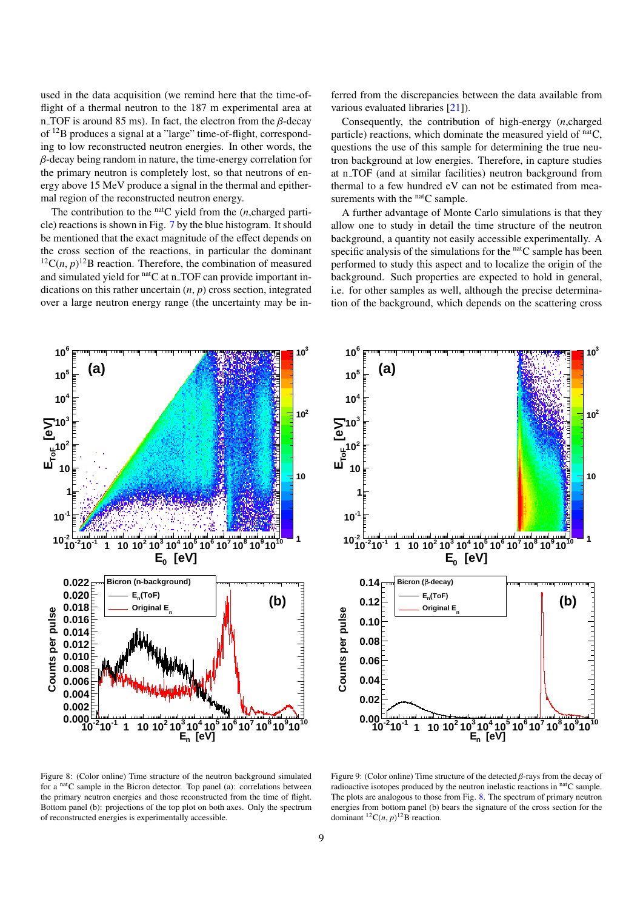used in the data acquisition (we remind here that the time-of-flight of a thermal neutron to the 187 m experimental area at n_TOF is around 85 ms). In fact, the electron from the $\beta$-decay of $^{12}$B produces a signal at a "large" time-of-flight, corresponding to low reconstructed neutron energies. In other words, the $\beta$-decay being random in nature, the time-energy correlation for the primary neutron is completely lost, so that neutrons of energy above 15 MeV produce a signal in the thermal and epithermal region of the reconstructed neutron energy.

The contribution to the $^{\rm nat}$C yield from the ($n$,charged particle) reactions is shown in Fig. 7 by the blue histogram. It should be mentioned that the exact magnitude of the effect depends on the cross section of the reactions, in particular the dominant $^{12}$C$(n, p)^{12}$B reaction. Therefore, the combination of measured and simulated yield for $^{\rm nat}$C at n_TOF can provide important indications on this rather uncertain $(n, p)$ cross section, integrated over a large neutron energy range (the uncertainty may be inferred from the discrepancies between the data available from various evaluated libraries [21]).

Consequently, the contribution of high-energy ($n$,charged particle) reactions, which dominate the measured yield of $^{\rm nat}$C, questions the use of this sample for determining the true neutron background at low energies. Therefore, in capture studies at n_TOF (and at similar facilities) neutron background from thermal to a few hundred eV can not be estimated from measurements with the $^{\rm nat}$C sample.

A further advantage of Monte Carlo simulations is that they allow one to study in detail the time structure of the neutron background, a quantity not easily accessible experimentally. A specific analysis of the simulations for the $^{\rm nat}$C sample has been performed to study this aspect and to localize the origin of the background. Such properties are expected to hold in general, i.e. for other samples as well, although the precise determination of the background, which depends on the scattering cross

Figure 8: (Color online) Time structure of the neutron background simulated for a $^{\rm nat}$C sample in the Bicron detector. Top panel (a): correlations between the primary neutron energies and those reconstructed from the time of flight. Bottom panel (b): projections of the top plot on both axes. Only the spectrum of reconstructed energies is experimentally accessible.

Figure 9: (Color online) Time structure of the detected $\beta$-rays from the decay of radioactive isotopes produced by the neutron inelastic reactions in $^{\rm nat}$C sample. The plots are analogous to those from Fig. 8. The spectrum of primary neutron energies from bottom panel (b) bears the signature of the cross section for the dominant $^{12}$C$(n, p)^{12}$B reaction.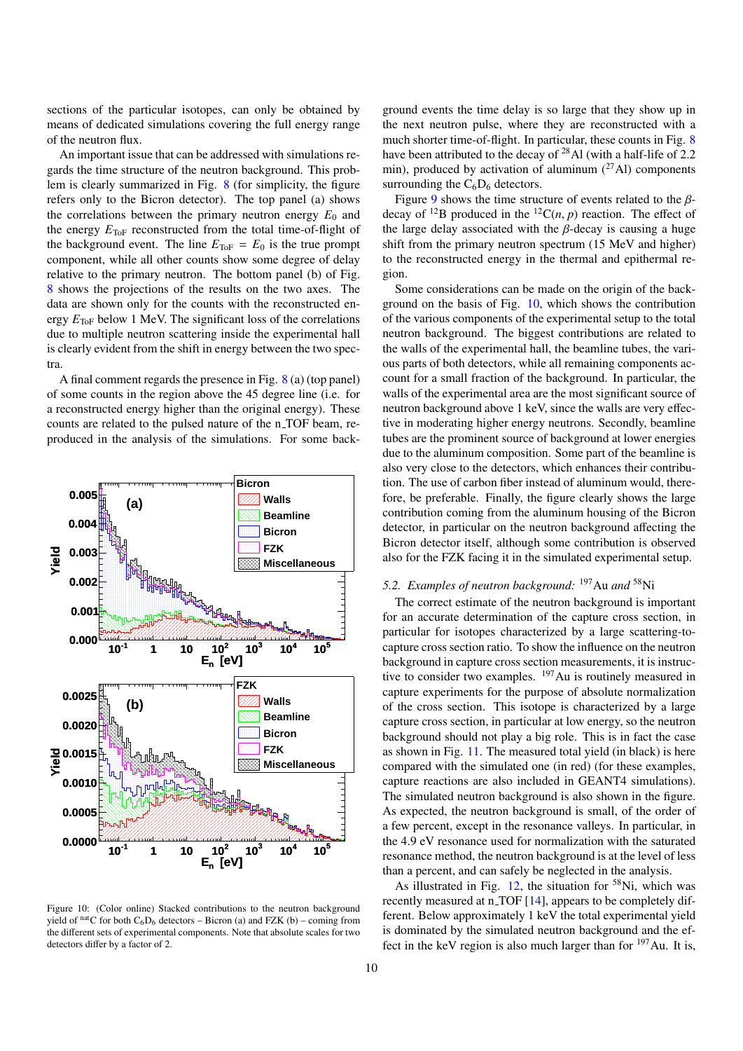sections of the particular isotopes, can only be obtained by means of dedicated simulations covering the full energy range of the neutron flux.

An important issue that can be addressed with simulations regards the time structure of the neutron background. This problem is clearly summarized in Fig. 8 (for simplicity, the figure refers only to the Bicron detector). The top panel (a) shows the correlations between the primary neutron energy $E_0$ and the energy $E_{\text{ToF}}$ reconstructed from the total time-of-flight of the background event. The line $E_{\text{ToF}} = E_0$ is the true prompt component, while all other counts show some degree of delay relative to the primary neutron. The bottom panel (b) of Fig. 8 shows the projections of the results on the two axes. The data are shown only for the counts with the reconstructed energy $E_{\text{ToF}}$ below 1 MeV. The significant loss of the correlations due to multiple neutron scattering inside the experimental hall is clearly evident from the shift in energy between the two spectra.

A final comment regards the presence in Fig. 8 (a) (top panel) of some counts in the region above the 45 degree line (i.e. for a reconstructed energy higher than the original energy). These counts are related to the pulsed nature of the n_TOF beam, reproduced in the analysis of the simulations. For some background events the time delay is so large that they show up in the next neutron pulse, where they are reconstructed with a much shorter time-of-flight. In particular, these counts in Fig. 8 have been attributed to the decay of $^{28}$Al (with a half-life of 2.2 min), produced by activation of aluminum ($^{27}$Al) components surrounding the $C_6D_6$ detectors.

Figure 9 shows the time structure of events related to the $\beta$-decay of $^{12}$B produced in the $^{12}$C$(n, p)$ reaction. The effect of the large delay associated with the $\beta$-decay is causing a huge shift from the primary neutron spectrum (15 MeV and higher) to the reconstructed energy in the thermal and epithermal region.

Some considerations can be made on the origin of the background on the basis of Fig. 10, which shows the contribution of the various components of the experimental setup to the total neutron background. The biggest contributions are related to the walls of the experimental hall, the beamline tubes, the various parts of both detectors, while all remaining components account for a small fraction of the background. In particular, the walls of the experimental area are the most significant source of neutron background above 1 keV, since the walls are very effective in moderating higher energy neutrons. Secondly, beamline tubes are the prominent source of background at lower energies due to the aluminum composition. Some part of the beamline is also very close to the detectors, which enhances their contribution. The use of carbon fiber instead of aluminum would, therefore, be preferable. Finally, the figure clearly shows the large contribution coming from the aluminum housing of the Bicron detector, in particular on the neutron background affecting the Bicron detector itself, although some contribution is observed also for the FZK facing it in the simulated experimental setup.

Figure 10: (Color online) Stacked contributions to the neutron background yield of $^{\text{nat}}$C for both $C_6D_6$ detectors – Bicron (a) and FZK (b) – coming from the different sets of experimental components. Note that absolute scales for two detectors differ by a factor of 2.

### 5.2. *Examples of neutron background:* $^{197}$Au *and* $^{58}$Ni

The correct estimate of the neutron background is important for an accurate determination of the capture cross section, in particular for isotopes characterized by a large scattering-to-capture cross section ratio. To show the influence on the neutron background in capture cross section measurements, it is instructive to consider two examples. $^{197}$Au is routinely measured in capture experiments for the purpose of absolute normalization of the cross section. This isotope is characterized by a large capture cross section, in particular at low energy, so the neutron background should not play a big role. This is in fact the case as shown in Fig. 11. The measured total yield (in black) is here compared with the simulated one (in red) (for these examples, capture reactions are also included in GEANT4 simulations). The simulated neutron background is also shown in the figure. As expected, the neutron background is small, of the order of a few percent, except in the resonance valleys. In particular, in the 4.9 eV resonance used for normalization with the saturated resonance method, the neutron background is at the level of less than a percent, and can safely be neglected in the analysis.

As illustrated in Fig. 12, the situation for $^{58}$Ni, which was recently measured at n_TOF [14], appears to be completely different. Below approximately 1 keV the total experimental yield is dominated by the simulated neutron background and the effect in the keV region is also much larger than for $^{197}$Au. It is,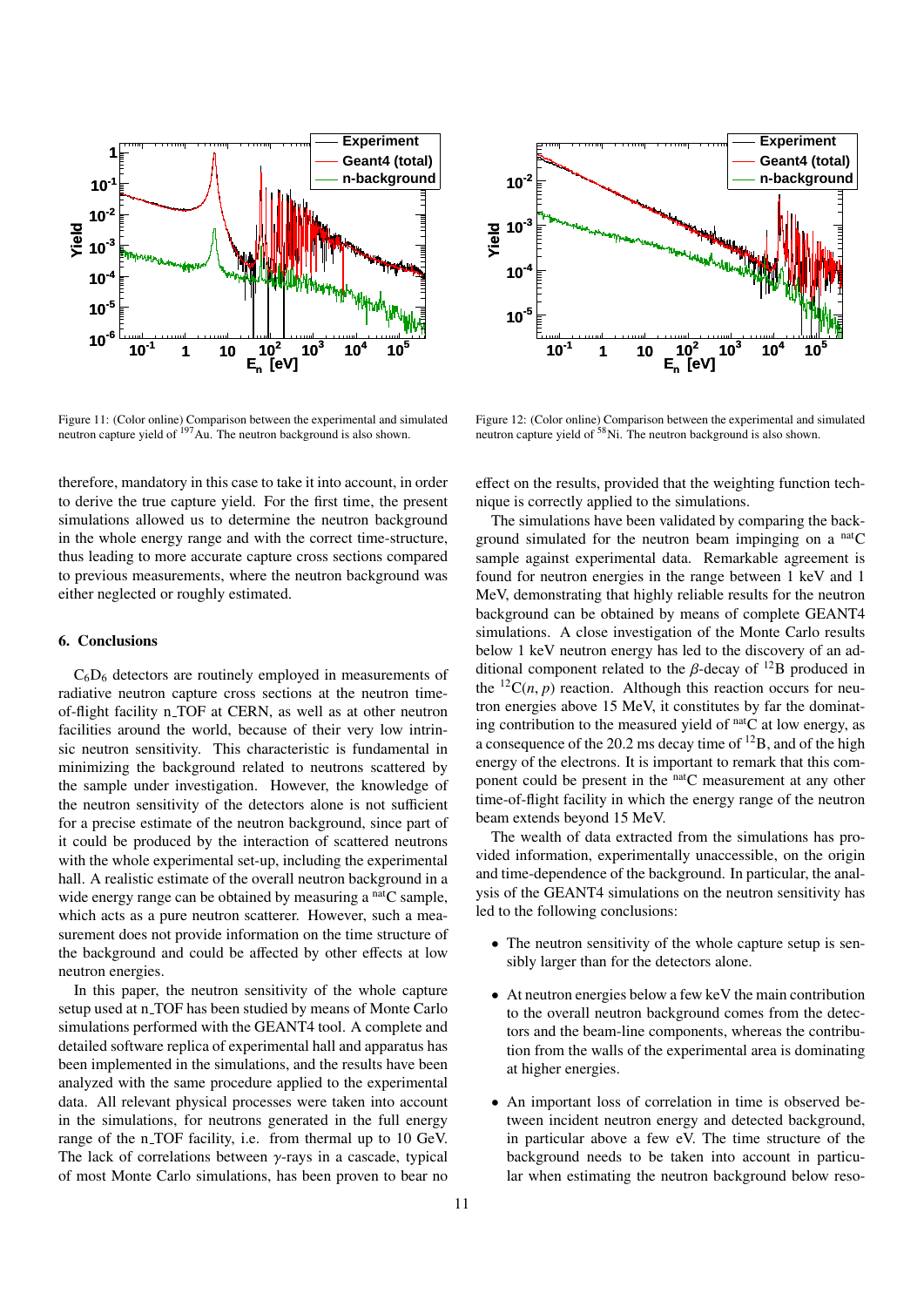Figure 11: (Color online) Comparison between the experimental and simulated neutron capture yield of $^{197}$Au. The neutron background is also shown.

Figure 12: (Color online) Comparison between the experimental and simulated neutron capture yield of $^{58}$Ni. The neutron background is also shown.

therefore, mandatory in this case to take it into account, in order to derive the true capture yield. For the first time, the present simulations allowed us to determine the neutron background in the whole energy range and with the correct time-structure, thus leading to more accurate capture cross sections compared to previous measurements, where the neutron background was either neglected or roughly estimated.

## 6. Conclusions

$C_6D_6$ detectors are routinely employed in measurements of radiative neutron capture cross sections at the neutron time-of-flight facility n_TOF at CERN, as well as at other neutron facilities around the world, because of their very low intrinsic neutron sensitivity. This characteristic is fundamental in minimizing the background related to neutrons scattered by the sample under investigation. However, the knowledge of the neutron sensitivity of the detectors alone is not sufficient for a precise estimate of the neutron background, since part of it could be produced by the interaction of scattered neutrons with the whole experimental set-up, including the experimental hall. A realistic estimate of the overall neutron background in a wide energy range can be obtained by measuring a $^{\rm nat}$C sample, which acts as a pure neutron scatterer. However, such a measurement does not provide information on the time structure of the background and could be affected by other effects at low neutron energies.

In this paper, the neutron sensitivity of the whole capture setup used at n_TOF has been studied by means of Monte Carlo simulations performed with the GEANT4 tool. A complete and detailed software replica of experimental hall and apparatus has been implemented in the simulations, and the results have been analyzed with the same procedure applied to the experimental data. All relevant physical processes were taken into account in the simulations, for neutrons generated in the full energy range of the n_TOF facility, i.e. from thermal up to 10 GeV. The lack of correlations between $\gamma$-rays in a cascade, typical of most Monte Carlo simulations, has been proven to bear no effect on the results, provided that the weighting function technique is correctly applied to the simulations.

The simulations have been validated by comparing the background simulated for the neutron beam impinging on a $^{\rm nat}$C sample against experimental data. Remarkable agreement is found for neutron energies in the range between 1 keV and 1 MeV, demonstrating that highly reliable results for the neutron background can be obtained by means of complete GEANT4 simulations. A close investigation of the Monte Carlo results below 1 keV neutron energy has led to the discovery of an additional component related to the $\beta$-decay of $^{12}$B produced in the $^{12}$C$(n, p)$ reaction. Although this reaction occurs for neutron energies above 15 MeV, it constitutes by far the dominating contribution to the measured yield of $^{\rm nat}$C at low energy, as a consequence of the 20.2 ms decay time of $^{12}$B, and of the high energy of the electrons. It is important to remark that this component could be present in the $^{\rm nat}$C measurement at any other time-of-flight facility in which the energy range of the neutron beam extends beyond 15 MeV.

The wealth of data extracted from the simulations has provided information, experimentally unaccessible, on the origin and time-dependence of the background. In particular, the analysis of the GEANT4 simulations on the neutron sensitivity has led to the following conclusions:

- The neutron sensitivity of the whole capture setup is sensibly larger than for the detectors alone.
- At neutron energies below a few keV the main contribution to the overall neutron background comes from the detectors and the beam-line components, whereas the contribution from the walls of the experimental area is dominating at higher energies.
- An important loss of correlation in time is observed between incident neutron energy and detected background, in particular above a few eV. The time structure of the background needs to be taken into account in particular when estimating the neutron background below reso-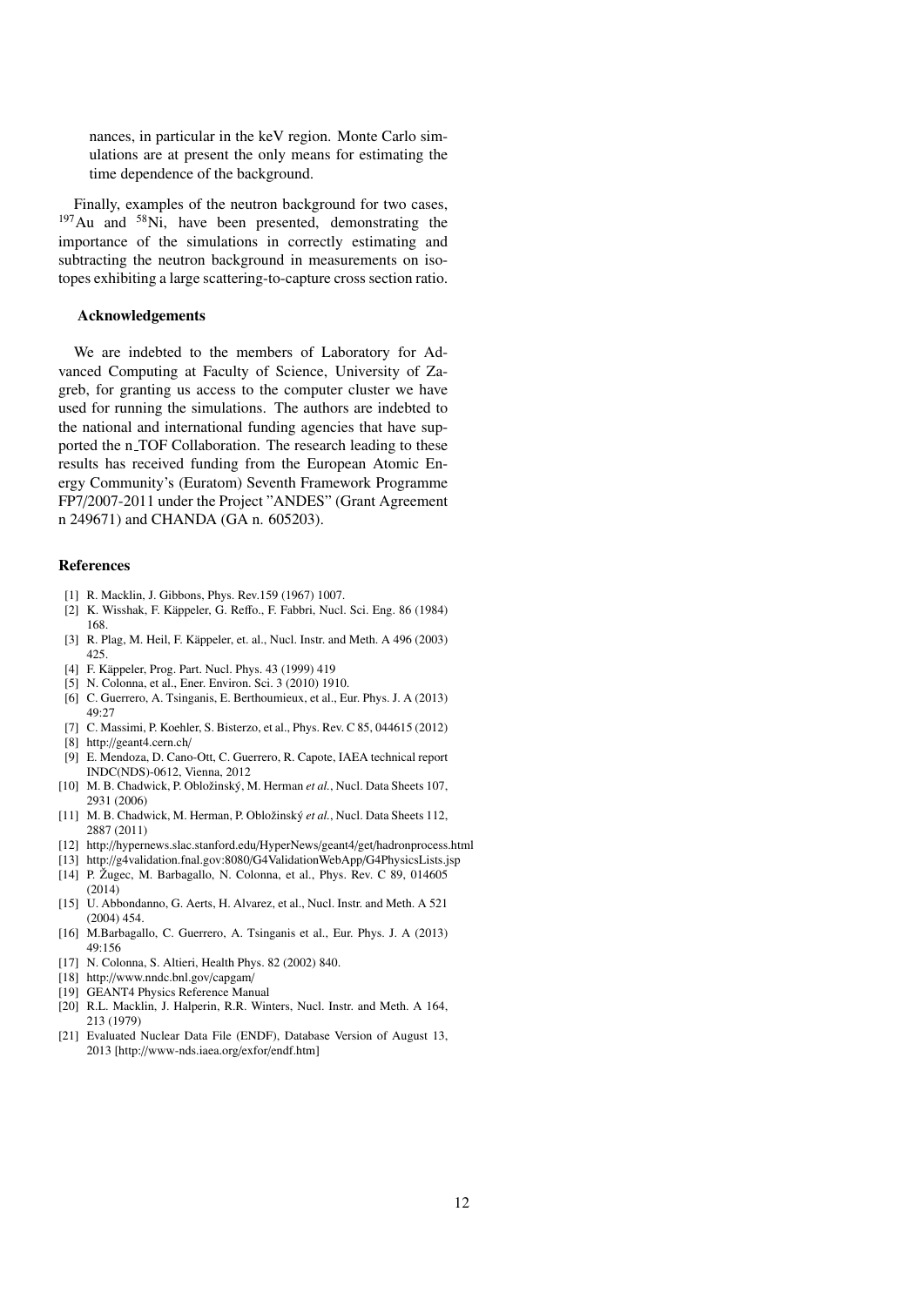nances, in particular in the keV region. Monte Carlo simulations are at present the only means for estimating the time dependence of the background.

Finally, examples of the neutron background for two cases, $^{197}$Au and $^{58}$Ni, have been presented, demonstrating the importance of the simulations in correctly estimating and subtracting the neutron background in measurements on isotopes exhibiting a large scattering-to-capture cross section ratio.

### Acknowledgements

We are indebted to the members of Laboratory for Advanced Computing at Faculty of Science, University of Zagreb, for granting us access to the computer cluster we have used for running the simulations. The authors are indebted to the national and international funding agencies that have supported the n_TOF Collaboration. The research leading to these results has received funding from the European Atomic Energy Community's (Euratom) Seventh Framework Programme FP7/2007-2011 under the Project "ANDES" (Grant Agreement n 249671) and CHANDA (GA n. 605203).

## References

[1] R. Macklin, J. Gibbons, Phys. Rev.159 (1967) 1007.
[2] K. Wisshak, F. Käppeler, G. Reffo., F. Fabbri, Nucl. Sci. Eng. 86 (1984) 168.
[3] R. Plag, M. Heil, F. Käppeler, et. al., Nucl. Instr. and Meth. A 496 (2003) 425.
[4] F. Käppeler, Prog. Part. Nucl. Phys. 43 (1999) 419
[5] N. Colonna, et al., Ener. Environ. Sci. 3 (2010) 1910.
[6] C. Guerrero, A. Tsinganis, E. Berthoumieux, et al., Eur. Phys. J. A (2013) 49:27
[7] C. Massimi, P. Koehler, S. Bisterzo, et al., Phys. Rev. C 85, 044615 (2012)
[8] http://geant4.cern.ch/
[9] E. Mendoza, D. Cano-Ott, C. Guerrero, R. Capote, IAEA technical report INDC(NDS)-0612, Vienna, 2012
[10] M. B. Chadwick, P. Obložinský, M. Herman *et al.*, Nucl. Data Sheets 107, 2931 (2006)
[11] M. B. Chadwick, M. Herman, P. Obložinský *et al.*, Nucl. Data Sheets 112, 2887 (2011)
[12] http://hypernews.slac.stanford.edu/HyperNews/geant4/get/hadronprocess.html
[13] http://g4validation.fnal.gov:8080/G4ValidationWebApp/G4PhysicsLists.jsp
[14] P. Žugec, M. Barbagallo, N. Colonna, et al., Phys. Rev. C 89, 014605 (2014)
[15] U. Abbondanno, G. Aerts, H. Alvarez, et al., Nucl. Instr. and Meth. A 521 (2004) 454.
[16] M.Barbagallo, C. Guerrero, A. Tsinganis et al., Eur. Phys. J. A (2013) 49:156
[17] N. Colonna, S. Altieri, Health Phys. 82 (2002) 840.
[18] http://www.nndc.bnl.gov/capgam/
[19] GEANT4 Physics Reference Manual
[20] R.L. Macklin, J. Halperin, R.R. Winters, Nucl. Instr. and Meth. A 164, 213 (1979)
[21] Evaluated Nuclear Data File (ENDF), Database Version of August 13, 2013 [http://www-nds.iaea.org/exfor/endf.htm]